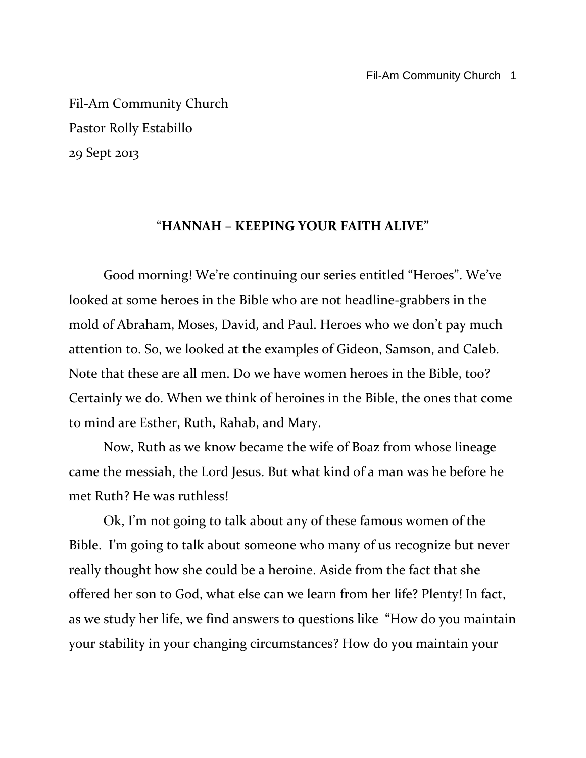Fil-Am Community Church
Pastor Rolly Estabillo
29 Sept 2013

# "HANNAH – KEEPING YOUR FAITH ALIVE"

Good morning! We're continuing our series entitled "Heroes". We've looked at some heroes in the Bible who are not headline-grabbers in the mold of Abraham, Moses, David, and Paul. Heroes who we don't pay much attention to. So, we looked at the examples of Gideon, Samson, and Caleb. Note that these are all men. Do we have women heroes in the Bible, too? Certainly we do. When we think of heroines in the Bible, the ones that come to mind are Esther, Ruth, Rahab, and Mary.

Now, Ruth as we know became the wife of Boaz from whose lineage came the messiah, the Lord Jesus. But what kind of a man was he before he met Ruth? He was ruthless!

Ok, I'm not going to talk about any of these famous women of the Bible. I'm going to talk about someone who many of us recognize but never really thought how she could be a heroine. Aside from the fact that she offered her son to God, what else can we learn from her life? Plenty! In fact, as we study her life, we find answers to questions like "How do you maintain your stability in your changing circumstances? How do you maintain your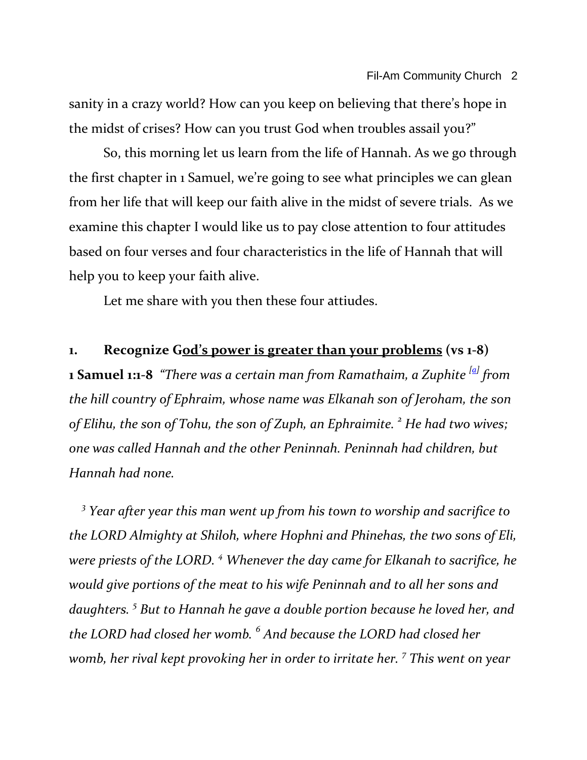sanity in a crazy world? How can you keep on believing that there's hope in the midst of crises? How can you trust God when troubles assail you?"

So, this morning let us learn from the life of Hannah. As we go through the first chapter in 1 Samuel, we're going to see what principles we can glean from her life that will keep our faith alive in the midst of severe trials. As we examine this chapter I would like us to pay close attention to four attitudes based on four verses and four characteristics in the life of Hannah that will help you to keep your faith alive.

Let me share with you then these four attiudes.

**1. Recognize G<u>od's power is greater than your problems</u> (vs 1-8)**

**1 Samuel 1:1-8** *"There was a certain man from Ramathaim, a Zuphite [a] from the hill country of Ephraim, whose name was Elkanah son of Jeroham, the son of Elihu, the son of Tohu, the son of Zuph, an Ephraimite. 2 He had two wives; one was called Hannah and the other Peninnah. Peninnah had children, but Hannah had none.*

*3 Year after year this man went up from his town to worship and sacrifice to the LORD Almighty at Shiloh, where Hophni and Phinehas, the two sons of Eli, were priests of the LORD. 4 Whenever the day came for Elkanah to sacrifice, he would give portions of the meat to his wife Peninnah and to all her sons and daughters. 5 But to Hannah he gave a double portion because he loved her, and the LORD had closed her womb. 6 And because the LORD had closed her womb, her rival kept provoking her in order to irritate her. 7 This went on year*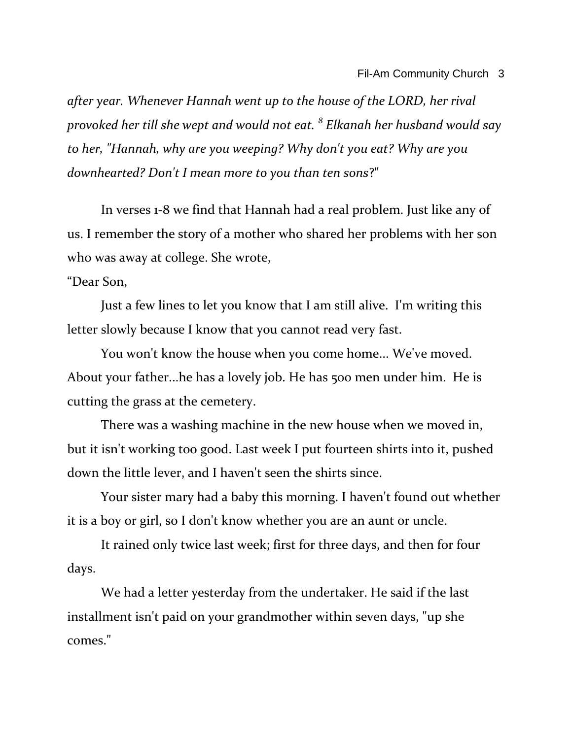*after year. Whenever Hannah went up to the house of the LORD, her rival provoked her till she wept and would not eat.* [8] *Elkanah her husband would say to her, "Hannah, why are you weeping? Why don't you eat? Why are you downhearted? Don't I mean more to you than ten sons*?"

In verses 1-8 we find that Hannah had a real problem. Just like any of us. I remember the story of a mother who shared her problems with her son who was away at college. She wrote,

"Dear Son,

Just a few lines to let you know that I am still alive. I'm writing this letter slowly because I know that you cannot read very fast.

You won't know the house when you come home... We've moved. About your father...he has a lovely job. He has 500 men under him. He is cutting the grass at the cemetery.

There was a washing machine in the new house when we moved in, but it isn't working too good. Last week I put fourteen shirts into it, pushed down the little lever, and I haven't seen the shirts since.

Your sister mary had a baby this morning. I haven't found out whether it is a boy or girl, so I don't know whether you are an aunt or uncle.

It rained only twice last week; first for three days, and then for four days.

We had a letter yesterday from the undertaker. He said if the last installment isn't paid on your grandmother within seven days, "up she comes."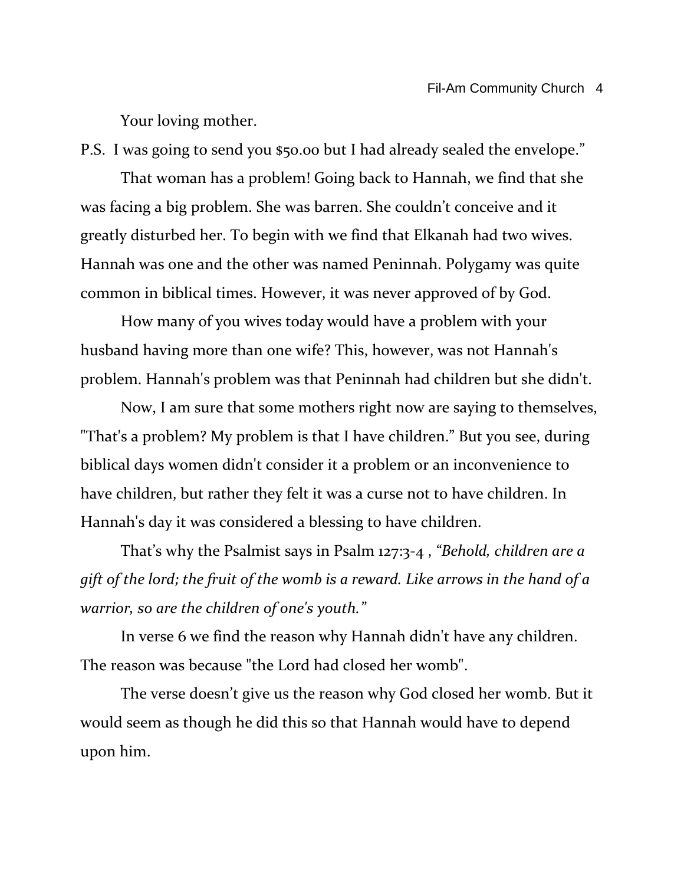Your loving mother.

P.S. I was going to send you $50.00 but I had already sealed the envelope."

That woman has a problem! Going back to Hannah, we find that she was facing a big problem. She was barren. She couldn't conceive and it greatly disturbed her. To begin with we find that Elkanah had two wives. Hannah was one and the other was named Peninnah. Polygamy was quite common in biblical times. However, it was never approved of by God.

How many of you wives today would have a problem with your husband having more than one wife? This, however, was not Hannah's problem. Hannah's problem was that Peninnah had children but she didn't.

Now, I am sure that some mothers right now are saying to themselves, "That's a problem? My problem is that I have children." But you see, during biblical days women didn't consider it a problem or an inconvenience to have children, but rather they felt it was a curse not to have children. In Hannah's day it was considered a blessing to have children.

That's why the Psalmist says in Psalm 127:3-4 , *"Behold, children are a gift of the lord; the fruit of the womb is a reward. Like arrows in the hand of a warrior, so are the children of one's youth."*

In verse 6 we find the reason why Hannah didn't have any children. The reason was because "the Lord had closed her womb".

The verse doesn't give us the reason why God closed her womb. But it would seem as though he did this so that Hannah would have to depend upon him.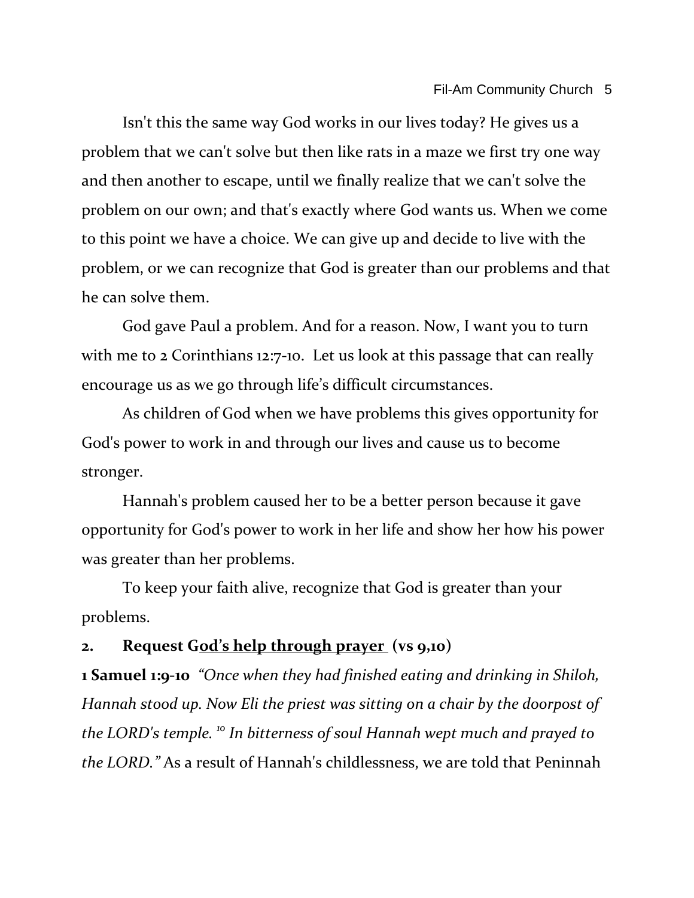Isn't this the same way God works in our lives today? He gives us a problem that we can't solve but then like rats in a maze we first try one way and then another to escape, until we finally realize that we can't solve the problem on our own; and that's exactly where God wants us. When we come to this point we have a choice. We can give up and decide to live with the problem, or we can recognize that God is greater than our problems and that he can solve them.

God gave Paul a problem. And for a reason. Now, I want you to turn with me to 2 Corinthians 12:7-10. Let us look at this passage that can really encourage us as we go through life's difficult circumstances.

As children of God when we have problems this gives opportunity for God's power to work in and through our lives and cause us to become stronger.

Hannah's problem caused her to be a better person because it gave opportunity for God's power to work in her life and show her how his power was greater than her problems.

To keep your faith alive, recognize that God is greater than your problems.

**2. Request G<u>od's help through prayer</u> (vs 9,10)**

**1 Samuel 1:9-10** *"Once when they had finished eating and drinking in Shiloh, Hannah stood up. Now Eli the priest was sitting on a chair by the doorpost of the LORD's temple. [10] In bitterness of soul Hannah wept much and prayed to the LORD."* As a result of Hannah's childlessness, we are told that Peninnah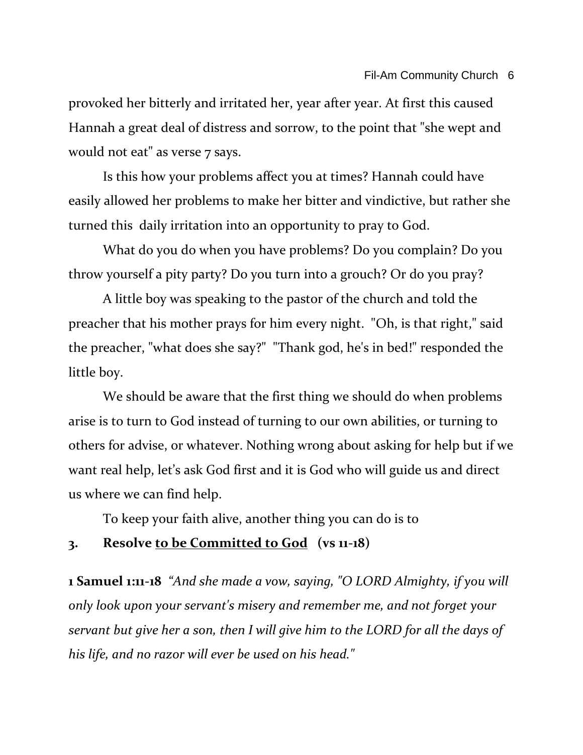provoked her bitterly and irritated her, year after year. At first this caused Hannah a great deal of distress and sorrow, to the point that "she wept and would not eat" as verse 7 says.

Is this how your problems affect you at times? Hannah could have easily allowed her problems to make her bitter and vindictive, but rather she turned this daily irritation into an opportunity to pray to God.

What do you do when you have problems? Do you complain? Do you throw yourself a pity party? Do you turn into a grouch? Or do you pray?

A little boy was speaking to the pastor of the church and told the preacher that his mother prays for him every night. "Oh, is that right," said the preacher, "what does she say?" "Thank god, he's in bed!" responded the little boy.

We should be aware that the first thing we should do when problems arise is to turn to God instead of turning to our own abilities, or turning to others for advise, or whatever. Nothing wrong about asking for help but if we want real help, let's ask God first and it is God who will guide us and direct us where we can find help.

To keep your faith alive, another thing you can do is to

**3. Resolve <u>to be Committed to God</u> (vs 11-18)**

**1 Samuel 1:11-18** *"And she made a vow, saying, "O LORD Almighty, if you will only look upon your servant's misery and remember me, and not forget your servant but give her a son, then I will give him to the LORD for all the days of his life, and no razor will ever be used on his head."*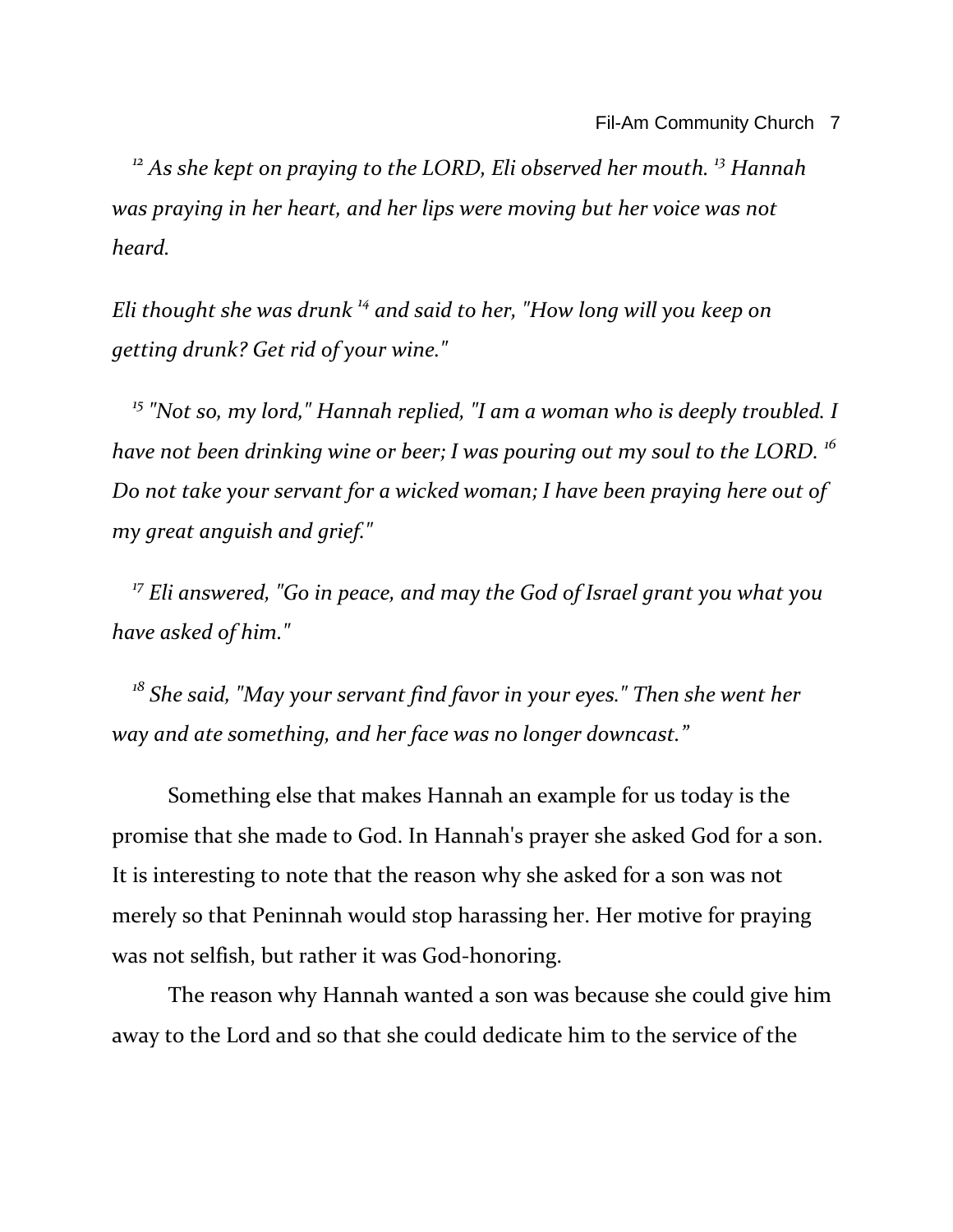*[12] As she kept on praying to the LORD, Eli observed her mouth. [13] Hannah was praying in her heart, and her lips were moving but her voice was not heard.*

*Eli thought she was drunk [14] and said to her, "How long will you keep on getting drunk? Get rid of your wine."*

*[15] "Not so, my lord," Hannah replied, "I am a woman who is deeply troubled. I have not been drinking wine or beer; I was pouring out my soul to the LORD. [16] Do not take your servant for a wicked woman; I have been praying here out of my great anguish and grief."*

*[17] Eli answered, "Go in peace, and may the God of Israel grant you what you have asked of him."*

*[18] She said, "May your servant find favor in your eyes." Then she went her way and ate something, and her face was no longer downcast."*

Something else that makes Hannah an example for us today is the promise that she made to God. In Hannah's prayer she asked God for a son. It is interesting to note that the reason why she asked for a son was not merely so that Peninnah would stop harassing her. Her motive for praying was not selfish, but rather it was God-honoring.

The reason why Hannah wanted a son was because she could give him away to the Lord and so that she could dedicate him to the service of the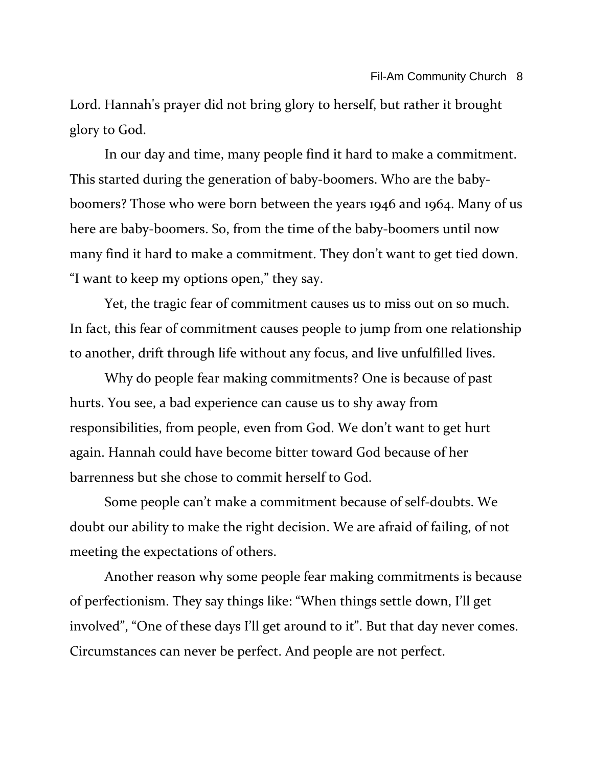Lord. Hannah's prayer did not bring glory to herself, but rather it brought glory to God.

In our day and time, many people find it hard to make a commitment. This started during the generation of baby-boomers. Who are the baby-boomers? Those who were born between the years 1946 and 1964. Many of us here are baby-boomers. So, from the time of the baby-boomers until now many find it hard to make a commitment. They don't want to get tied down. "I want to keep my options open," they say.

Yet, the tragic fear of commitment causes us to miss out on so much. In fact, this fear of commitment causes people to jump from one relationship to another, drift through life without any focus, and live unfulfilled lives.

Why do people fear making commitments? One is because of past hurts. You see, a bad experience can cause us to shy away from responsibilities, from people, even from God. We don't want to get hurt again. Hannah could have become bitter toward God because of her barrenness but she chose to commit herself to God.

Some people can't make a commitment because of self-doubts. We doubt our ability to make the right decision. We are afraid of failing, of not meeting the expectations of others.

Another reason why some people fear making commitments is because of perfectionism. They say things like: "When things settle down, I'll get involved", "One of these days I'll get around to it". But that day never comes. Circumstances can never be perfect. And people are not perfect.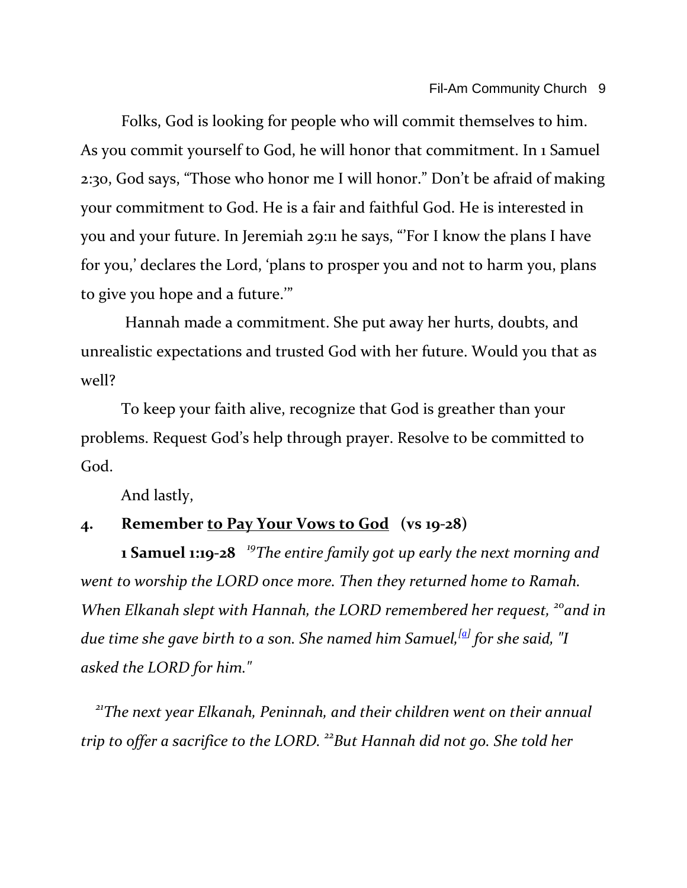Folks, God is looking for people who will commit themselves to him. As you commit yourself to God, he will honor that commitment. In 1 Samuel 2:30, God says, "Those who honor me I will honor." Don't be afraid of making your commitment to God. He is a fair and faithful God. He is interested in you and your future. In Jeremiah 29:11 he says, "'For I know the plans I have for you,' declares the Lord, 'plans to prosper you and not to harm you, plans to give you hope and a future.'"

Hannah made a commitment. She put away her hurts, doubts, and unrealistic expectations and trusted God with her future. Would you that as well?

To keep your faith alive, recognize that God is greather than your problems. Request God's help through prayer. Resolve to be committed to God.

And lastly,

**4. Remember <u>to Pay Your Vows to God</u> (vs 19-28)**

**1 Samuel 1:19-28** *[19]The entire family got up early the next morning and went to worship the LORD once more. Then they returned home to Ramah. When Elkanah slept with Hannah, the LORD remembered her request, [20]and in due time she gave birth to a son. She named him Samuel,[a] for she said, "I asked the LORD for him."*

*[21]The next year Elkanah, Peninnah, and their children went on their annual trip to offer a sacrifice to the LORD. [22]But Hannah did not go. She told her*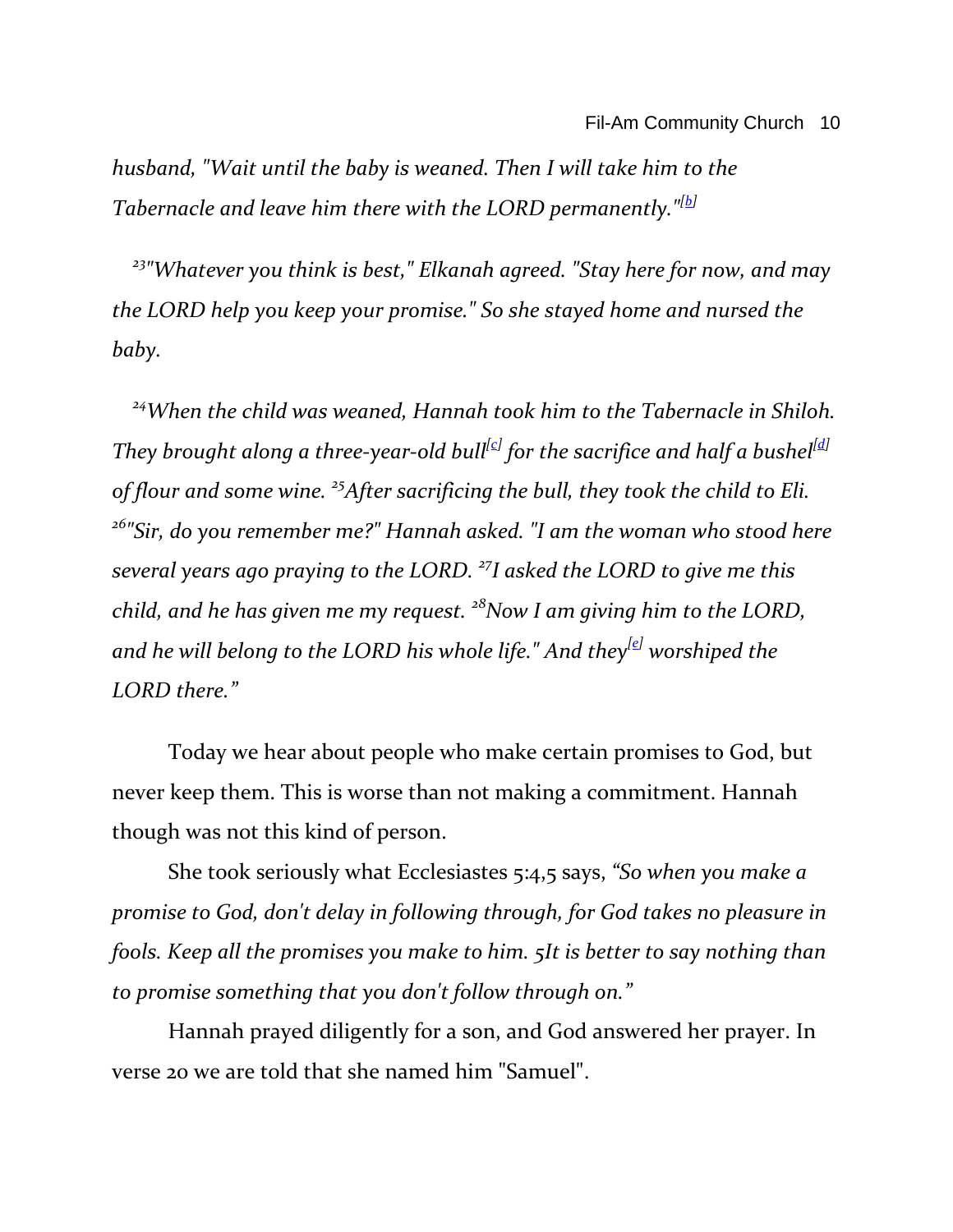*husband, "Wait until the baby is weaned. Then I will take him to the Tabernacle and leave him there with the LORD permanently."[b]*

*23"Whatever you think is best," Elkanah agreed. "Stay here for now, and may the LORD help you keep your promise." So she stayed home and nursed the baby.*

*24When the child was weaned, Hannah took him to the Tabernacle in Shiloh. They brought along a three-year-old bull[c] for the sacrifice and half a bushel[d] of flour and some wine. 25After sacrificing the bull, they took the child to Eli. 26"Sir, do you remember me?" Hannah asked. "I am the woman who stood here several years ago praying to the LORD. 27I asked the LORD to give me this child, and he has given me my request. 28Now I am giving him to the LORD, and he will belong to the LORD his whole life." And they[e] worshiped the LORD there."*

Today we hear about people who make certain promises to God, but never keep them. This is worse than not making a commitment. Hannah though was not this kind of person.

She took seriously what Ecclesiastes 5:4,5 says, *"So when you make a promise to God, don't delay in following through, for God takes no pleasure in fools. Keep all the promises you make to him. 5It is better to say nothing than to promise something that you don't follow through on."*

Hannah prayed diligently for a son, and God answered her prayer. In verse 20 we are told that she named him "Samuel".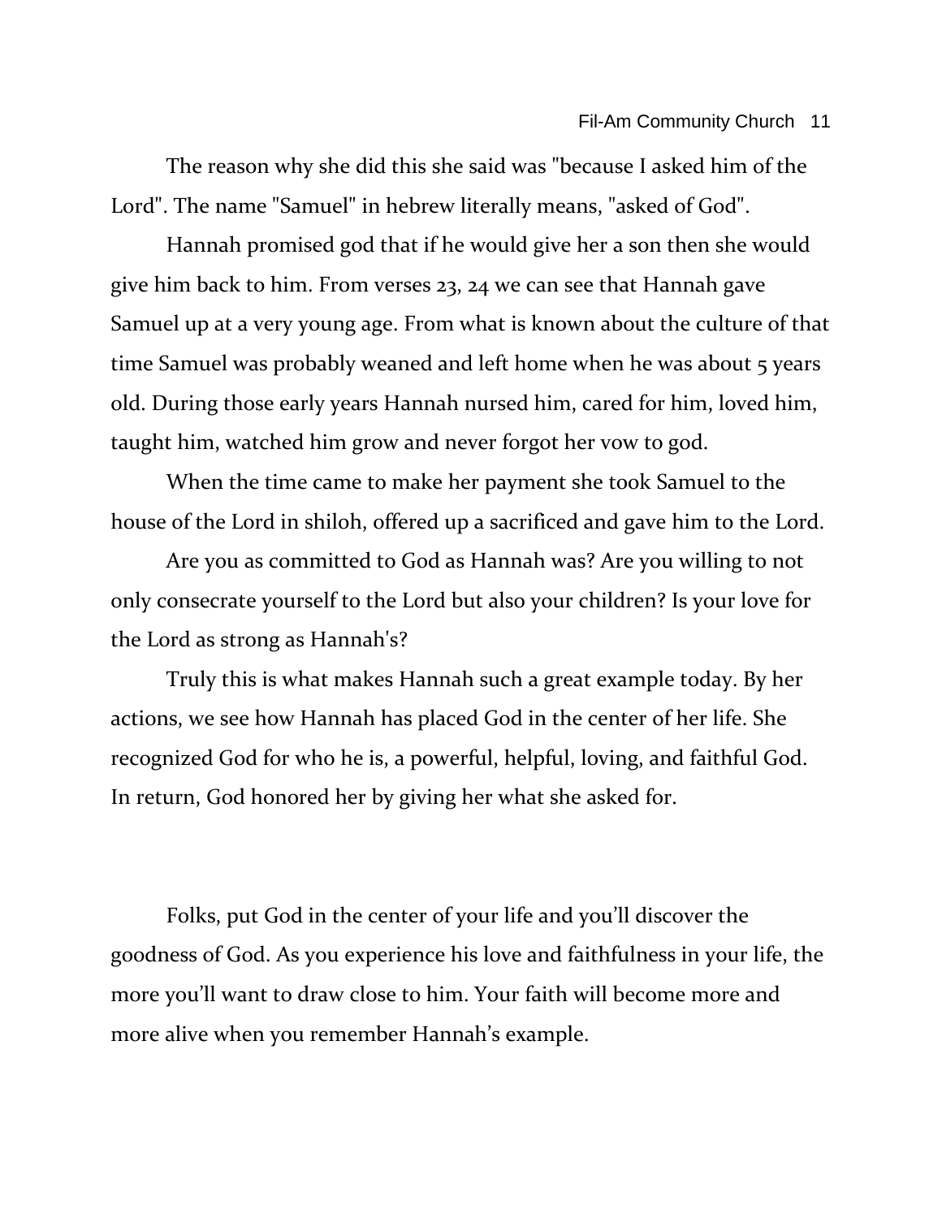The reason why she did this she said was "because I asked him of the Lord". The name "Samuel" in hebrew literally means, "asked of God".

Hannah promised god that if he would give her a son then she would give him back to him. From verses 23, 24 we can see that Hannah gave Samuel up at a very young age. From what is known about the culture of that time Samuel was probably weaned and left home when he was about 5 years old. During those early years Hannah nursed him, cared for him, loved him, taught him, watched him grow and never forgot her vow to god.

When the time came to make her payment she took Samuel to the house of the Lord in shiloh, offered up a sacrificed and gave him to the Lord.

Are you as committed to God as Hannah was? Are you willing to not only consecrate yourself to the Lord but also your children? Is your love for the Lord as strong as Hannah's?

Truly this is what makes Hannah such a great example today. By her actions, we see how Hannah has placed God in the center of her life. She recognized God for who he is, a powerful, helpful, loving, and faithful God. In return, God honored her by giving her what she asked for.

Folks, put God in the center of your life and you'll discover the goodness of God. As you experience his love and faithfulness in your life, the more you'll want to draw close to him. Your faith will become more and more alive when you remember Hannah's example.